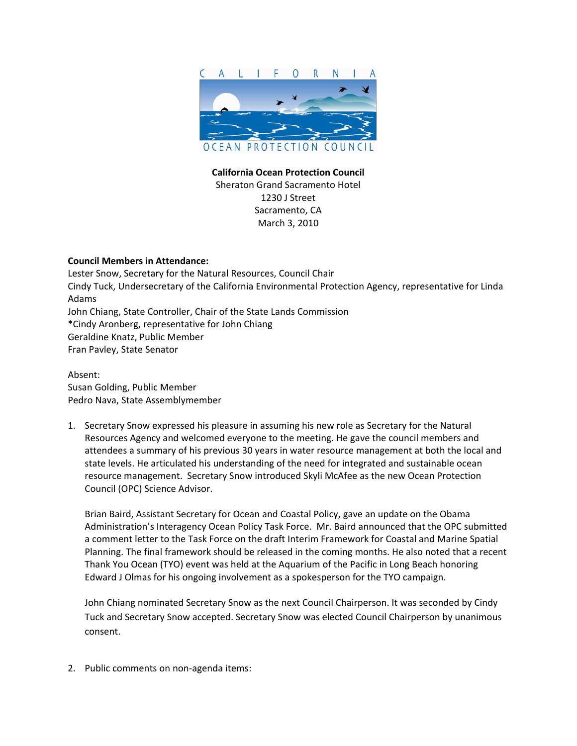**California Ocean Protection Council**
Sheraton Grand Sacramento Hotel
1230 J Street
Sacramento, CA
March 3, 2010

**Council Members in Attendance:**
Lester Snow, Secretary for the Natural Resources, Council Chair
Cindy Tuck, Undersecretary of the California Environmental Protection Agency, representative for Linda Adams
John Chiang, State Controller, Chair of the State Lands Commission
*Cindy Aronberg, representative for John Chiang
Geraldine Knatz, Public Member
Fran Pavley, State Senator

Absent:
Susan Golding, Public Member
Pedro Nava, State Assemblymember

1. Secretary Snow expressed his pleasure in assuming his new role as Secretary for the Natural Resources Agency and welcomed everyone to the meeting. He gave the council members and attendees a summary of his previous 30 years in water resource management at both the local and state levels. He articulated his understanding of the need for integrated and sustainable ocean resource management. Secretary Snow introduced Skyli McAfee as the new Ocean Protection Council (OPC) Science Advisor.

   Brian Baird, Assistant Secretary for Ocean and Coastal Policy, gave an update on the Obama Administration's Interagency Ocean Policy Task Force. Mr. Baird announced that the OPC submitted a comment letter to the Task Force on the draft Interim Framework for Coastal and Marine Spatial Planning. The final framework should be released in the coming months. He also noted that a recent Thank You Ocean (TYO) event was held at the Aquarium of the Pacific in Long Beach honoring Edward J Olmas for his ongoing involvement as a spokesperson for the TYO campaign.

   John Chiang nominated Secretary Snow as the next Council Chairperson. It was seconded by Cindy Tuck and Secretary Snow accepted. Secretary Snow was elected Council Chairperson by unanimous consent.

2. Public comments on non-agenda items: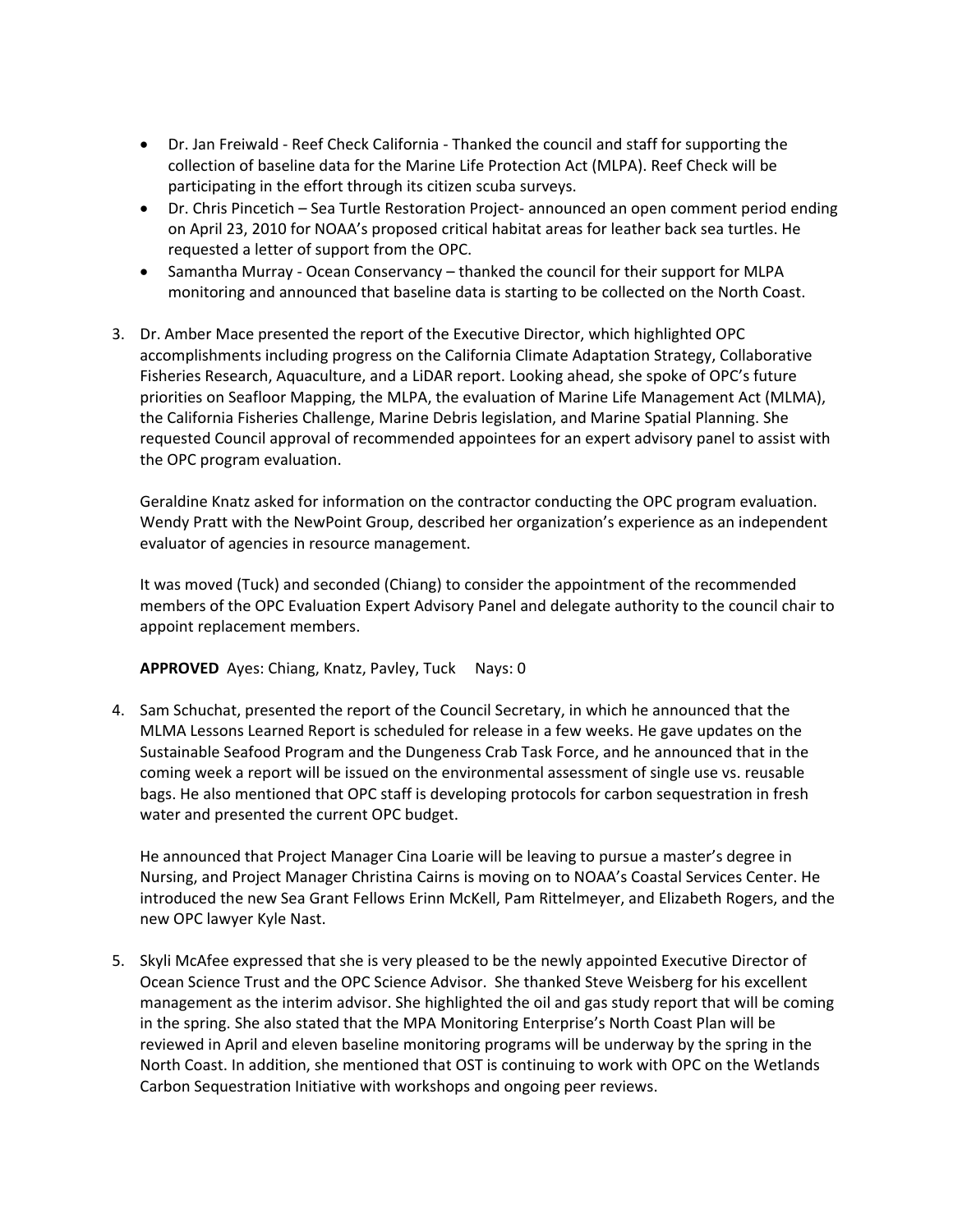- Dr. Jan Freiwald - Reef Check California - Thanked the council and staff for supporting the collection of baseline data for the Marine Life Protection Act (MLPA). Reef Check will be participating in the effort through its citizen scuba surveys.
- Dr. Chris Pincetich – Sea Turtle Restoration Project- announced an open comment period ending on April 23, 2010 for NOAA's proposed critical habitat areas for leather back sea turtles. He requested a letter of support from the OPC.
- Samantha Murray - Ocean Conservancy – thanked the council for their support for MLPA monitoring and announced that baseline data is starting to be collected on the North Coast.

3. Dr. Amber Mace presented the report of the Executive Director, which highlighted OPC accomplishments including progress on the California Climate Adaptation Strategy, Collaborative Fisheries Research, Aquaculture, and a LiDAR report. Looking ahead, she spoke of OPC's future priorities on Seafloor Mapping, the MLPA, the evaluation of Marine Life Management Act (MLMA), the California Fisheries Challenge, Marine Debris legislation, and Marine Spatial Planning. She requested Council approval of recommended appointees for an expert advisory panel to assist with the OPC program evaluation.

   Geraldine Knatz asked for information on the contractor conducting the OPC program evaluation. Wendy Pratt with the NewPoint Group, described her organization's experience as an independent evaluator of agencies in resource management.

   It was moved (Tuck) and seconded (Chiang) to consider the appointment of the recommended members of the OPC Evaluation Expert Advisory Panel and delegate authority to the council chair to appoint replacement members.

   **APPROVED** Ayes: Chiang, Knatz, Pavley, Tuck Nays: 0

4. Sam Schuchat, presented the report of the Council Secretary, in which he announced that the MLMA Lessons Learned Report is scheduled for release in a few weeks. He gave updates on the Sustainable Seafood Program and the Dungeness Crab Task Force, and he announced that in the coming week a report will be issued on the environmental assessment of single use vs. reusable bags. He also mentioned that OPC staff is developing protocols for carbon sequestration in fresh water and presented the current OPC budget.

   He announced that Project Manager Cina Loarie will be leaving to pursue a master's degree in Nursing, and Project Manager Christina Cairns is moving on to NOAA's Coastal Services Center. He introduced the new Sea Grant Fellows Erinn McKell, Pam Rittelmeyer, and Elizabeth Rogers, and the new OPC lawyer Kyle Nast.

5. Skyli McAfee expressed that she is very pleased to be the newly appointed Executive Director of Ocean Science Trust and the OPC Science Advisor. She thanked Steve Weisberg for his excellent management as the interim advisor. She highlighted the oil and gas study report that will be coming in the spring. She also stated that the MPA Monitoring Enterprise's North Coast Plan will be reviewed in April and eleven baseline monitoring programs will be underway by the spring in the North Coast. In addition, she mentioned that OST is continuing to work with OPC on the Wetlands Carbon Sequestration Initiative with workshops and ongoing peer reviews.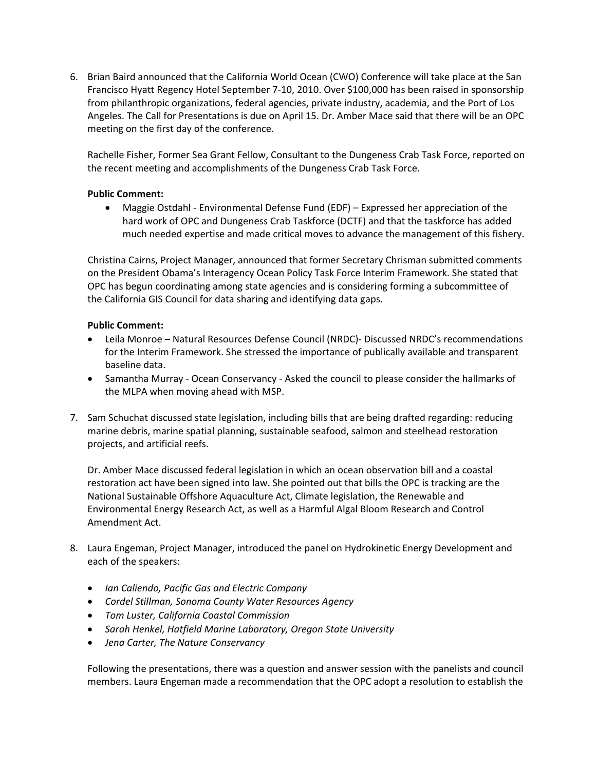6. Brian Baird announced that the California World Ocean (CWO) Conference will take place at the San Francisco Hyatt Regency Hotel September 7-10, 2010. Over $100,000 has been raised in sponsorship from philanthropic organizations, federal agencies, private industry, academia, and the Port of Los Angeles. The Call for Presentations is due on April 15. Dr. Amber Mace said that there will be an OPC meeting on the first day of the conference.

   Rachelle Fisher, Former Sea Grant Fellow, Consultant to the Dungeness Crab Task Force, reported on the recent meeting and accomplishments of the Dungeness Crab Task Force.

   **Public Comment:**

   - Maggie Ostdahl - Environmental Defense Fund (EDF) – Expressed her appreciation of the hard work of OPC and Dungeness Crab Taskforce (DCTF) and that the taskforce has added much needed expertise and made critical moves to advance the management of this fishery.

   Christina Cairns, Project Manager, announced that former Secretary Chrisman submitted comments on the President Obama's Interagency Ocean Policy Task Force Interim Framework. She stated that OPC has begun coordinating among state agencies and is considering forming a subcommittee of the California GIS Council for data sharing and identifying data gaps.

   **Public Comment:**

   - Leila Monroe – Natural Resources Defense Council (NRDC)- Discussed NRDC's recommendations for the Interim Framework. She stressed the importance of publically available and transparent baseline data.
   - Samantha Murray - Ocean Conservancy - Asked the council to please consider the hallmarks of the MLPA when moving ahead with MSP.

7. Sam Schuchat discussed state legislation, including bills that are being drafted regarding: reducing marine debris, marine spatial planning, sustainable seafood, salmon and steelhead restoration projects, and artificial reefs.

   Dr. Amber Mace discussed federal legislation in which an ocean observation bill and a coastal restoration act have been signed into law. She pointed out that bills the OPC is tracking are the National Sustainable Offshore Aquaculture Act, Climate legislation, the Renewable and Environmental Energy Research Act, as well as a Harmful Algal Bloom Research and Control Amendment Act.

8. Laura Engeman, Project Manager, introduced the panel on Hydrokinetic Energy Development and each of the speakers:

   - *Ian Caliendo, Pacific Gas and Electric Company*
   - *Cordel Stillman, Sonoma County Water Resources Agency*
   - *Tom Luster, California Coastal Commission*
   - *Sarah Henkel, Hatfield Marine Laboratory, Oregon State University*
   - *Jena Carter, The Nature Conservancy*

   Following the presentations, there was a question and answer session with the panelists and council members. Laura Engeman made a recommendation that the OPC adopt a resolution to establish the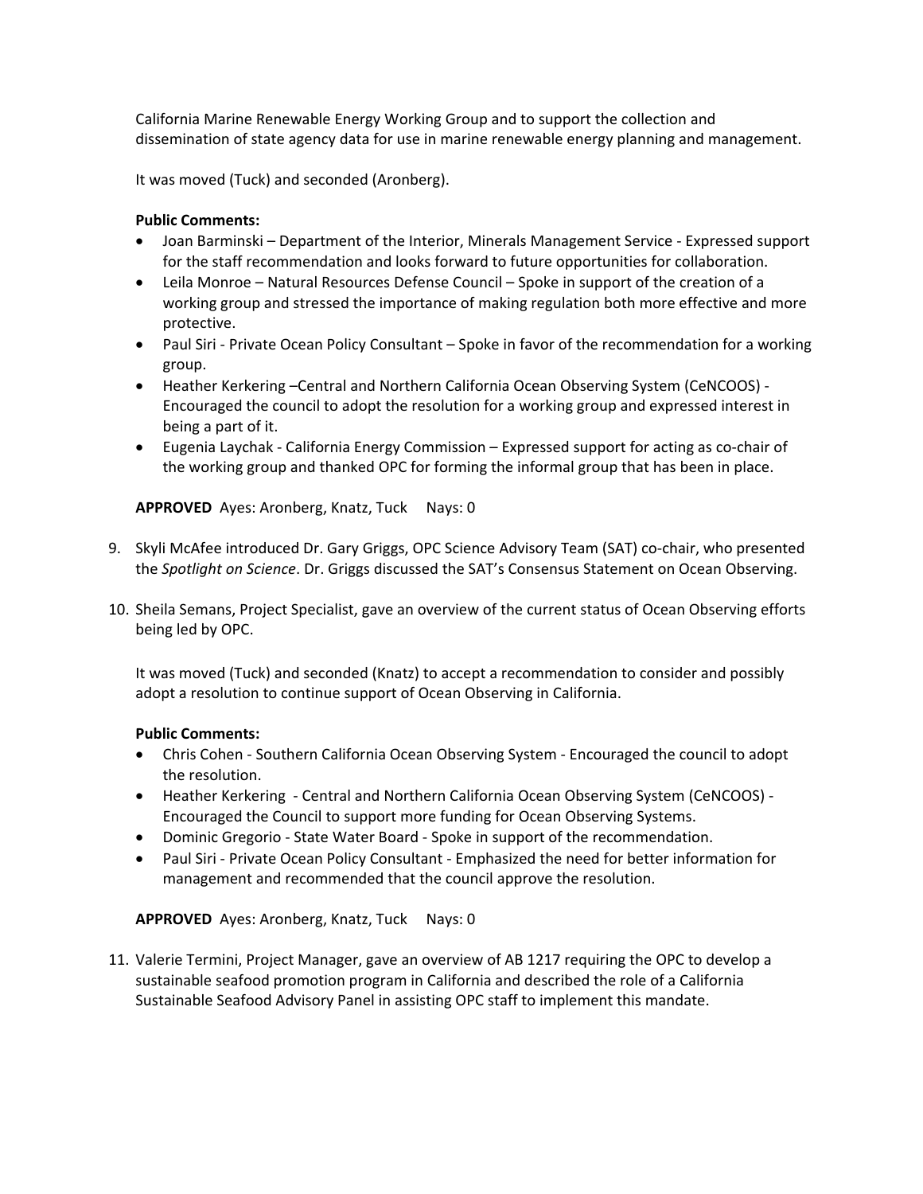California Marine Renewable Energy Working Group and to support the collection and dissemination of state agency data for use in marine renewable energy planning and management.

It was moved (Tuck) and seconded (Aronberg).

**Public Comments:**

- Joan Barminski – Department of the Interior, Minerals Management Service - Expressed support for the staff recommendation and looks forward to future opportunities for collaboration.
- Leila Monroe – Natural Resources Defense Council – Spoke in support of the creation of a working group and stressed the importance of making regulation both more effective and more protective.
- Paul Siri - Private Ocean Policy Consultant – Spoke in favor of the recommendation for a working group.
- Heather Kerkering –Central and Northern California Ocean Observing System (CeNCOOS) - Encouraged the council to adopt the resolution for a working group and expressed interest in being a part of it.
- Eugenia Laychak - California Energy Commission – Expressed support for acting as co-chair of the working group and thanked OPC for forming the informal group that has been in place.

**APPROVED** Ayes: Aronberg, Knatz, Tuck  Nays: 0

9. Skyli McAfee introduced Dr. Gary Griggs, OPC Science Advisory Team (SAT) co-chair, who presented the *Spotlight on Science*. Dr. Griggs discussed the SAT's Consensus Statement on Ocean Observing.

10. Sheila Semans, Project Specialist, gave an overview of the current status of Ocean Observing efforts being led by OPC.

    It was moved (Tuck) and seconded (Knatz) to accept a recommendation to consider and possibly adopt a resolution to continue support of Ocean Observing in California.

    **Public Comments:**

    - Chris Cohen - Southern California Ocean Observing System - Encouraged the council to adopt the resolution.
    - Heather Kerkering - Central and Northern California Ocean Observing System (CeNCOOS) - Encouraged the Council to support more funding for Ocean Observing Systems.
    - Dominic Gregorio - State Water Board - Spoke in support of the recommendation.
    - Paul Siri - Private Ocean Policy Consultant - Emphasized the need for better information for management and recommended that the council approve the resolution.

    **APPROVED** Ayes: Aronberg, Knatz, Tuck  Nays: 0

11. Valerie Termini, Project Manager, gave an overview of AB 1217 requiring the OPC to develop a sustainable seafood promotion program in California and described the role of a California Sustainable Seafood Advisory Panel in assisting OPC staff to implement this mandate.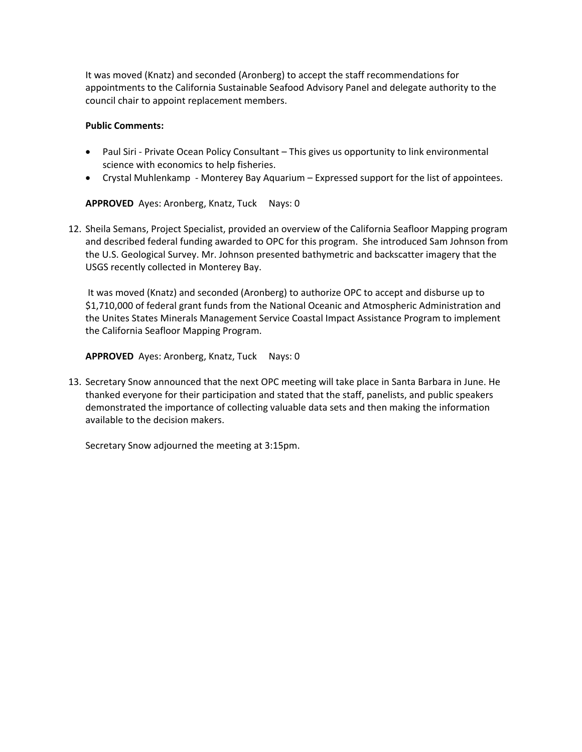It was moved (Knatz) and seconded (Aronberg) to accept the staff recommendations for appointments to the California Sustainable Seafood Advisory Panel and delegate authority to the council chair to appoint replacement members.

**Public Comments:**

- Paul Siri - Private Ocean Policy Consultant – This gives us opportunity to link environmental science with economics to help fisheries.
- Crystal Muhlenkamp - Monterey Bay Aquarium – Expressed support for the list of appointees.

**APPROVED** Ayes: Aronberg, Knatz, Tuck Nays: 0

12. Sheila Semans, Project Specialist, provided an overview of the California Seafloor Mapping program and described federal funding awarded to OPC for this program. She introduced Sam Johnson from the U.S. Geological Survey. Mr. Johnson presented bathymetric and backscatter imagery that the USGS recently collected in Monterey Bay.

    It was moved (Knatz) and seconded (Aronberg) to authorize OPC to accept and disburse up to $1,710,000 of federal grant funds from the National Oceanic and Atmospheric Administration and the Unites States Minerals Management Service Coastal Impact Assistance Program to implement the California Seafloor Mapping Program.

    **APPROVED** Ayes: Aronberg, Knatz, Tuck Nays: 0

13. Secretary Snow announced that the next OPC meeting will take place in Santa Barbara in June. He thanked everyone for their participation and stated that the staff, panelists, and public speakers demonstrated the importance of collecting valuable data sets and then making the information available to the decision makers.

    Secretary Snow adjourned the meeting at 3:15pm.